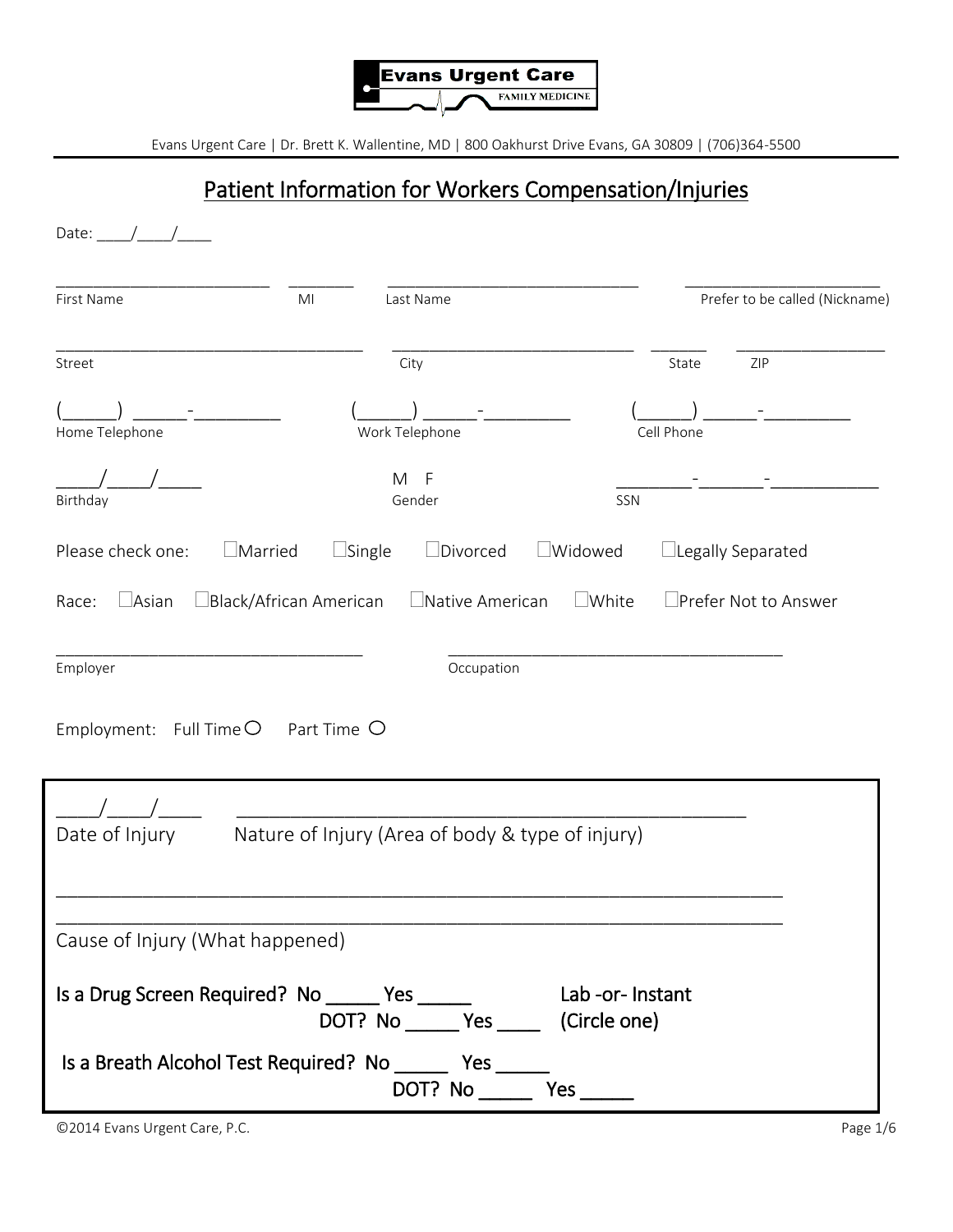Evans Urgent Care
FAMILY MEDICINE

Evans Urgent Care | Dr. Brett K. Wallentine, MD | 800 Oakhurst Drive Evans, GA 30809 | (706)364-5500

# Patient Information for Workers Compensation/Injuries

Date: ____/____/____

_________________________ ________ ______________________________ ______________________
First Name MI Last Name Prefer to be called (Nickname)

____________________________________ ____________________________ ______ _________________
Street City State ZIP

(_____) _____-_________ (_____) _____-_________ (_____) _____-_________
Home Telephone Work Telephone Cell Phone

____/____/____ M F ________-_______-___________
Birthday Gender SSN

Please check one: ☐Married ☐Single ☐Divorced ☐Widowed ☐Legally Separated

Race: ☐Asian ☐Black/African American ☐Native American ☐White ☐Prefer Not to Answer

____________________________________ ________________________________________
Employer Occupation

Employment: Full Time ○ Part Time ○

____/____/____ ____________________________________________________
Date of Injury Nature of Injury (Area of body & type of injury)

_____________________________________________________________________________
_____________________________________________________________________________
Cause of Injury (What happened)

**Is a Drug Screen Required? No _____ Yes _____ Lab -or- Instant**
**DOT? No _____ Yes ____ (Circle one)**

**Is a Breath Alcohol Test Required? No _____ Yes _____**
**DOT? No _____ Yes _____**

©2014 Evans Urgent Care, P.C.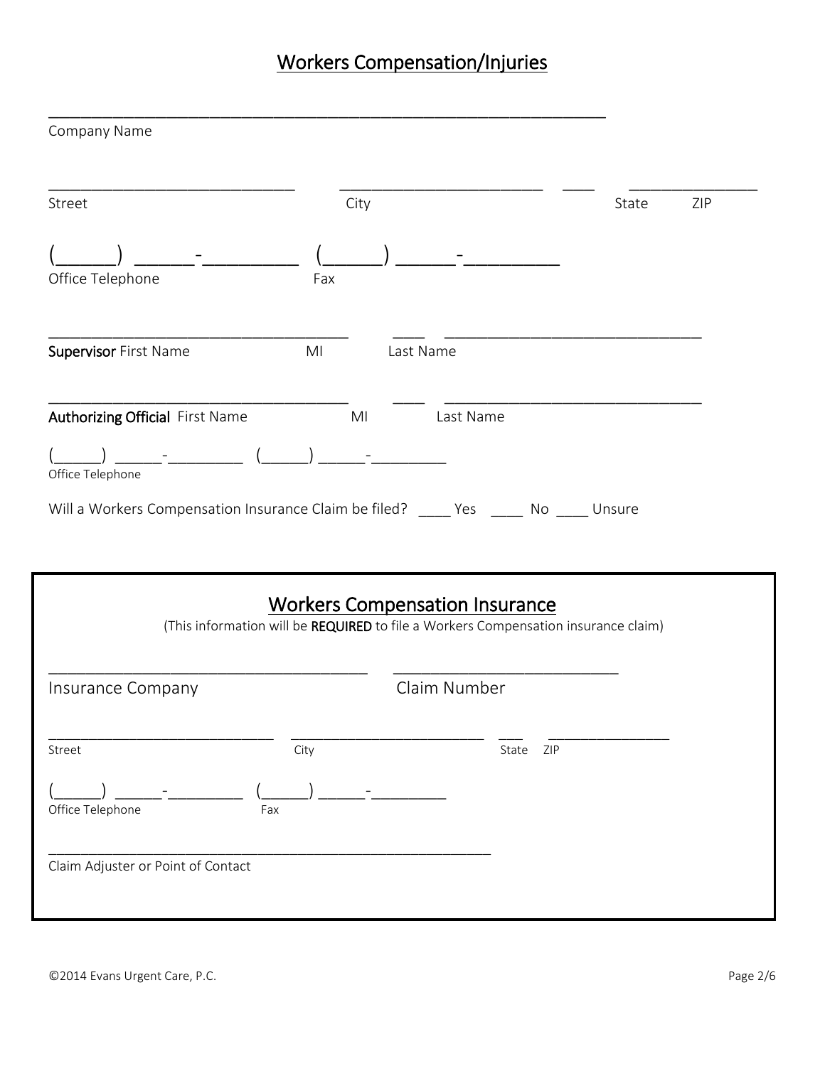# Workers Compensation/Injuries

______________________________________________________________
Company Name

___________________________ ______________________ ___ ______________
Street City State ZIP

(______) ______-__________ (______) ______-__________
Office Telephone Fax

__________________________________ ____ ____________________________
**Supervisor** First Name MI Last Name

__________________________________ ____ ____________________________
**Authorizing Official** First Name MI Last Name

(______) ______-__________ (______) ______-__________
Office Telephone

Will a Workers Compensation Insurance Claim be filed? ____ Yes ____ No ____ Unsure

## Workers Compensation Insurance

(This information will be **REQUIRED** to file a Workers Compensation insurance claim)

___________________________________ _________________________
Insurance Company Claim Number

___________________________ ______________________ ___ ______________
Street City State ZIP

(______) ______-__________ (______) ______-__________
Office Telephone Fax

________________________________________________________
Claim Adjuster or Point of Contact

©2014 Evans Urgent Care, P.C.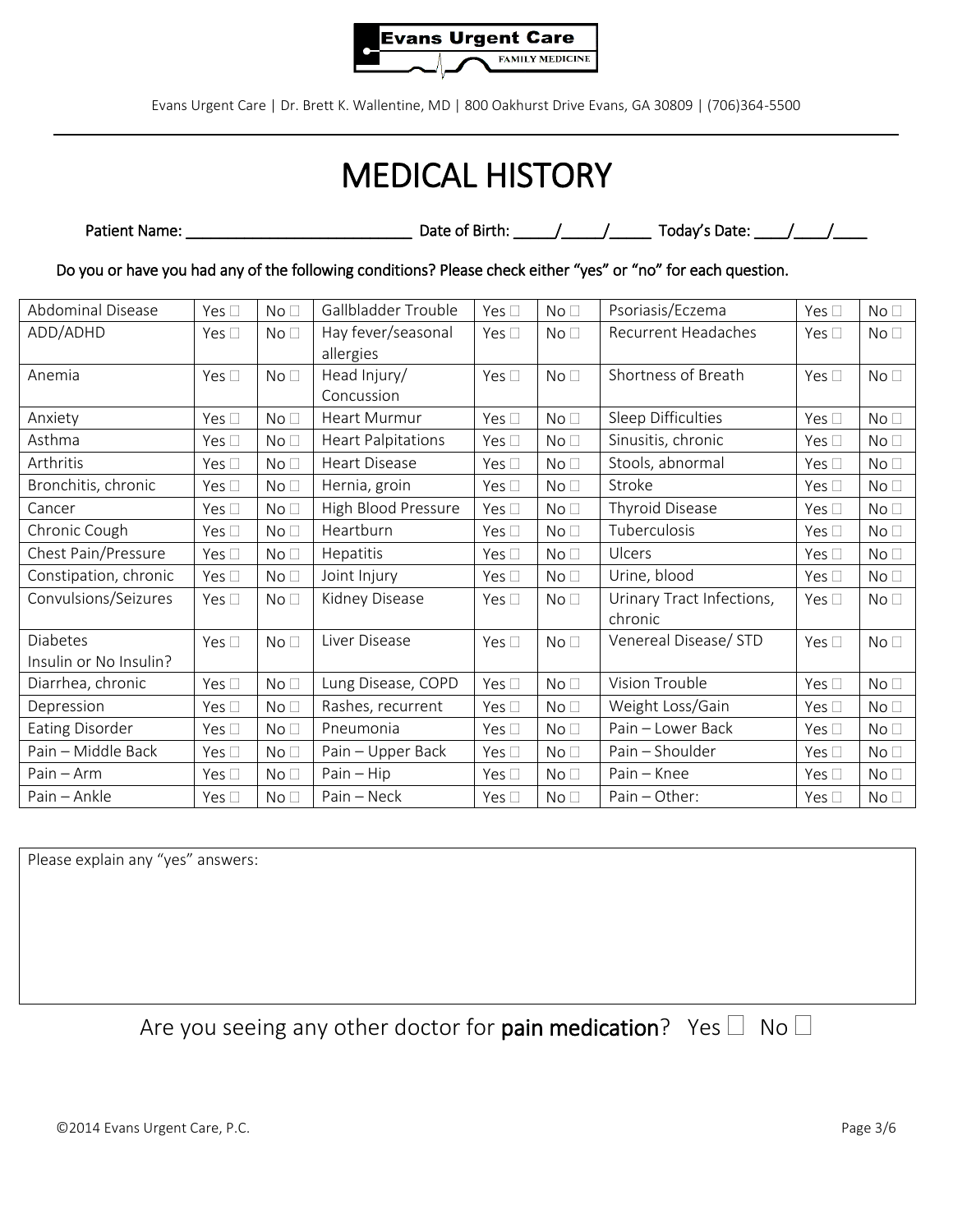**Evans Urgent Care**
FAMILY MEDICINE

Evans Urgent Care | Dr. Brett K. Wallentine, MD | 800 Oakhurst Drive Evans, GA 30809 | (706)364-5500

# MEDICAL HISTORY

**Patient Name: ___________________________ Date of Birth: _____/_____/_____ Today's Date: ____/____/____**

**Do you or have you had any of the following conditions? Please check either "yes" or "no" for each question.**

| Condition | Yes | No | Condition | Yes | No | Condition | Yes | No |
|---|---|---|---|---|---|---|---|---|
| Abdominal Disease | Yes ☐ | No ☐ | Gallbladder Trouble | Yes ☐ | No ☐ | Psoriasis/Eczema | Yes ☐ | No ☐ |
| ADD/ADHD | Yes ☐ | No ☐ | Hay fever/seasonal allergies | Yes ☐ | No ☐ | Recurrent Headaches | Yes ☐ | No ☐ |
| Anemia | Yes ☐ | No ☐ | Head Injury/ Concussion | Yes ☐ | No ☐ | Shortness of Breath | Yes ☐ | No ☐ |
| Anxiety | Yes ☐ | No ☐ | Heart Murmur | Yes ☐ | No ☐ | Sleep Difficulties | Yes ☐ | No ☐ |
| Asthma | Yes ☐ | No ☐ | Heart Palpitations | Yes ☐ | No ☐ | Sinusitis, chronic | Yes ☐ | No ☐ |
| Arthritis | Yes ☐ | No ☐ | Heart Disease | Yes ☐ | No ☐ | Stools, abnormal | Yes ☐ | No ☐ |
| Bronchitis, chronic | Yes ☐ | No ☐ | Hernia, groin | Yes ☐ | No ☐ | Stroke | Yes ☐ | No ☐ |
| Cancer | Yes ☐ | No ☐ | High Blood Pressure | Yes ☐ | No ☐ | Thyroid Disease | Yes ☐ | No ☐ |
| Chronic Cough | Yes ☐ | No ☐ | Heartburn | Yes ☐ | No ☐ | Tuberculosis | Yes ☐ | No ☐ |
| Chest Pain/Pressure | Yes ☐ | No ☐ | Hepatitis | Yes ☐ | No ☐ | Ulcers | Yes ☐ | No ☐ |
| Constipation, chronic | Yes ☐ | No ☐ | Joint Injury | Yes ☐ | No ☐ | Urine, blood | Yes ☐ | No ☐ |
| Convulsions/Seizures | Yes ☐ | No ☐ | Kidney Disease | Yes ☐ | No ☐ | Urinary Tract Infections, chronic | Yes ☐ | No ☐ |
| Diabetes Insulin or No Insulin? | Yes ☐ | No ☐ | Liver Disease | Yes ☐ | No ☐ | Venereal Disease/ STD | Yes ☐ | No ☐ |
| Diarrhea, chronic | Yes ☐ | No ☐ | Lung Disease, COPD | Yes ☐ | No ☐ | Vision Trouble | Yes ☐ | No ☐ |
| Depression | Yes ☐ | No ☐ | Rashes, recurrent | Yes ☐ | No ☐ | Weight Loss/Gain | Yes ☐ | No ☐ |
| Eating Disorder | Yes ☐ | No ☐ | Pneumonia | Yes ☐ | No ☐ | Pain – Lower Back | Yes ☐ | No ☐ |
| Pain – Middle Back | Yes ☐ | No ☐ | Pain – Upper Back | Yes ☐ | No ☐ | Pain – Shoulder | Yes ☐ | No ☐ |
| Pain – Arm | Yes ☐ | No ☐ | Pain – Hip | Yes ☐ | No ☐ | Pain – Knee | Yes ☐ | No ☐ |
| Pain – Ankle | Yes ☐ | No ☐ | Pain – Neck | Yes ☐ | No ☐ | Pain – Other: | Yes ☐ | No ☐ |

Please explain any "yes" answers:

Are you seeing any other doctor for **pain medication**? Yes ☐ No ☐

©2014 Evans Urgent Care, P.C.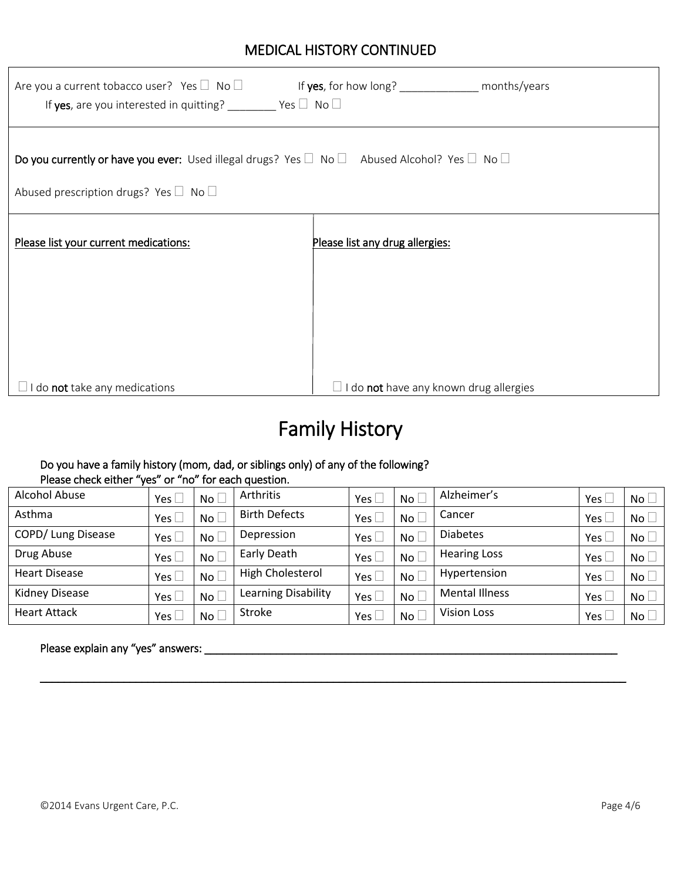## MEDICAL HISTORY CONTINUED

Are you a current tobacco user? Yes ☐ No ☐ If **yes**, for how long? _____________ months/years

If **yes**, are you interested in quitting? ________ Yes ☐ No ☐

**Do you currently or have you ever:** Used illegal drugs? Yes ☐ No ☐ Abused Alcohol? Yes ☐ No ☐

Abused prescription drugs? Yes ☐ No ☐

| Please list your current medications: | Please list any drug allergies: |
|---|---|
| ☐ I do **not** take any medications | ☐ I do **not** have any known drug allergies |

# Family History

**Do you have a family history (mom, dad, or siblings only) of any of the following?**
**Please check either "yes" or "no" for each question.**

| | | | | | | | | |
|---|---|---|---|---|---|---|---|---|
| Alcohol Abuse | Yes ☐ | No ☐ | Arthritis | Yes ☐ | No ☐ | Alzheimer's | Yes ☐ | No ☐ |
| Asthma | Yes ☐ | No ☐ | Birth Defects | Yes ☐ | No ☐ | Cancer | Yes ☐ | No ☐ |
| COPD/ Lung Disease | Yes ☐ | No ☐ | Depression | Yes ☐ | No ☐ | Diabetes | Yes ☐ | No ☐ |
| Drug Abuse | Yes ☐ | No ☐ | Early Death | Yes ☐ | No ☐ | Hearing Loss | Yes ☐ | No ☐ |
| Heart Disease | Yes ☐ | No ☐ | High Cholesterol | Yes ☐ | No ☐ | Hypertension | Yes ☐ | No ☐ |
| Kidney Disease | Yes ☐ | No ☐ | Learning Disability | Yes ☐ | No ☐ | Mental Illness | Yes ☐ | No ☐ |
| Heart Attack | Yes ☐ | No ☐ | Stroke | Yes ☐ | No ☐ | Vision Loss | Yes ☐ | No ☐ |

**Please explain any "yes" answers:** ______________________________________________________________________

______________________________________________________________________________________________

©2014 Evans Urgent Care, P.C.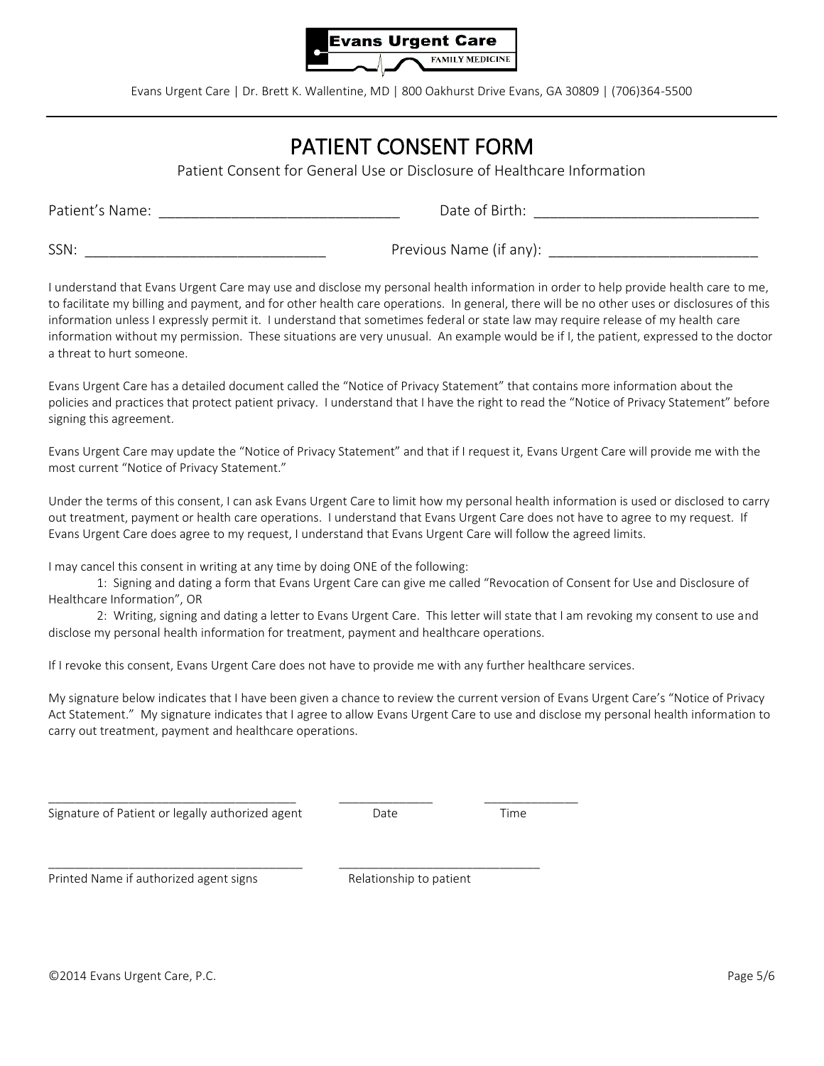**Evans Urgent Care**
FAMILY MEDICINE

Evans Urgent Care | Dr. Brett K. Wallentine, MD | 800 Oakhurst Drive Evans, GA 30809 | (706)364-5500

---

# PATIENT CONSENT FORM

Patient Consent for General Use or Disclosure of Healthcare Information

Patient's Name: ______________________________ Date of Birth: ____________________________

SSN: ______________________________ Previous Name (if any): __________________________

I understand that Evans Urgent Care may use and disclose my personal health information in order to help provide health care to me, to facilitate my billing and payment, and for other health care operations. In general, there will be no other uses or disclosures of this information unless I expressly permit it. I understand that sometimes federal or state law may require release of my health care information without my permission. These situations are very unusual. An example would be if I, the patient, expressed to the doctor a threat to hurt someone.

Evans Urgent Care has a detailed document called the "Notice of Privacy Statement" that contains more information about the policies and practices that protect patient privacy. I understand that I have the right to read the "Notice of Privacy Statement" before signing this agreement.

Evans Urgent Care may update the "Notice of Privacy Statement" and that if I request it, Evans Urgent Care will provide me with the most current "Notice of Privacy Statement."

Under the terms of this consent, I can ask Evans Urgent Care to limit how my personal health information is used or disclosed to carry out treatment, payment or health care operations. I understand that Evans Urgent Care does not have to agree to my request. If Evans Urgent Care does agree to my request, I understand that Evans Urgent Care will follow the agreed limits.

I may cancel this consent in writing at any time by doing ONE of the following:

1: Signing and dating a form that Evans Urgent Care can give me called "Revocation of Consent for Use and Disclosure of Healthcare Information", OR

2: Writing, signing and dating a letter to Evans Urgent Care. This letter will state that I am revoking my consent to use and disclose my personal health information for treatment, payment and healthcare operations.

If I revoke this consent, Evans Urgent Care does not have to provide me with any further healthcare services.

My signature below indicates that I have been given a chance to review the current version of Evans Urgent Care's "Notice of Privacy Act Statement." My signature indicates that I agree to allow Evans Urgent Care to use and disclose my personal health information to carry out treatment, payment and healthcare operations.

____________________________________ ______________ ______________
Signature of Patient or legally authorized agent Date Time

_____________________________________ _____________________________
Printed Name if authorized agent signs Relationship to patient

©2014 Evans Urgent Care, P.C.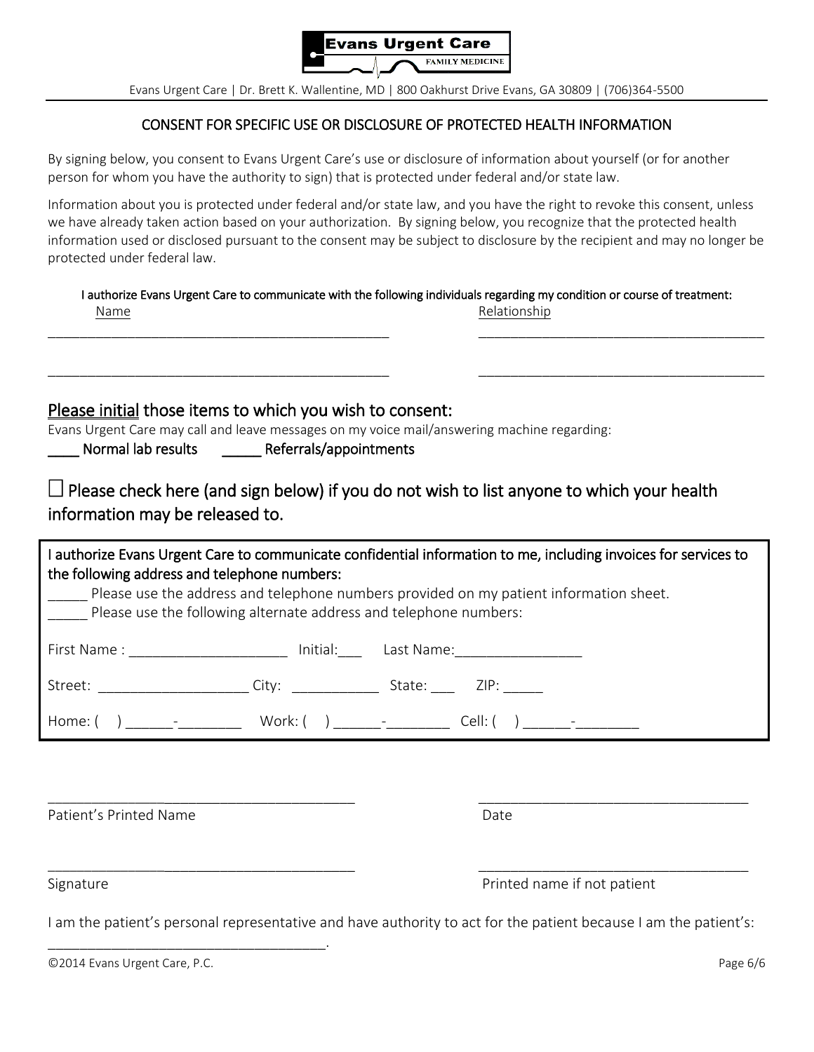**Evans Urgent Care**
FAMILY MEDICINE

Evans Urgent Care | Dr. Brett K. Wallentine, MD | 800 Oakhurst Drive Evans, GA 30809 | (706)364-5500

## CONSENT FOR SPECIFIC USE OR DISCLOSURE OF PROTECTED HEALTH INFORMATION

By signing below, you consent to Evans Urgent Care's use or disclosure of information about yourself (or for another person for whom you have the authority to sign) that is protected under federal and/or state law.

Information about you is protected under federal and/or state law, and you have the right to revoke this consent, unless we have already taken action based on your authorization. By signing below, you recognize that the protected health information used or disclosed pursuant to the consent may be subject to disclosure by the recipient and may no longer be protected under federal law.

I authorize Evans Urgent Care to communicate with the following individuals regarding my condition or course of treatment:

| Name | Relationship |
|---|---|
| ______________________________________________ | ______________________________________ |
| ______________________________________________ | ______________________________________ |

### Please initial those items to which you wish to consent:

Evans Urgent Care may call and leave messages on my voice mail/answering machine regarding:

____ Normal lab results     _____ Referrals/appointments

### ☐ Please check here (and sign below) if you do not wish to list anyone to which your health information may be released to.

I authorize Evans Urgent Care to communicate confidential information to me, including invoices for services to the following address and telephone numbers:

_____ Please use the address and telephone numbers provided on my patient information sheet.

_____ Please use the following alternate address and telephone numbers:

First Name : ____________________ Initial:___ Last Name:________________

Street: ___________________ City: ___________ State: ___ ZIP: _____

Home: (    ) ______-________ Work: (    ) ______-________ Cell: (    ) ______-________

________________________________________     __________________________________

Patient's Printed Name     Date

________________________________________     __________________________________

Signature     Printed name if not patient

I am the patient's personal representative and have authority to act for the patient because I am the patient's: ___________________________________.

©2014 Evans Urgent Care, P.C.